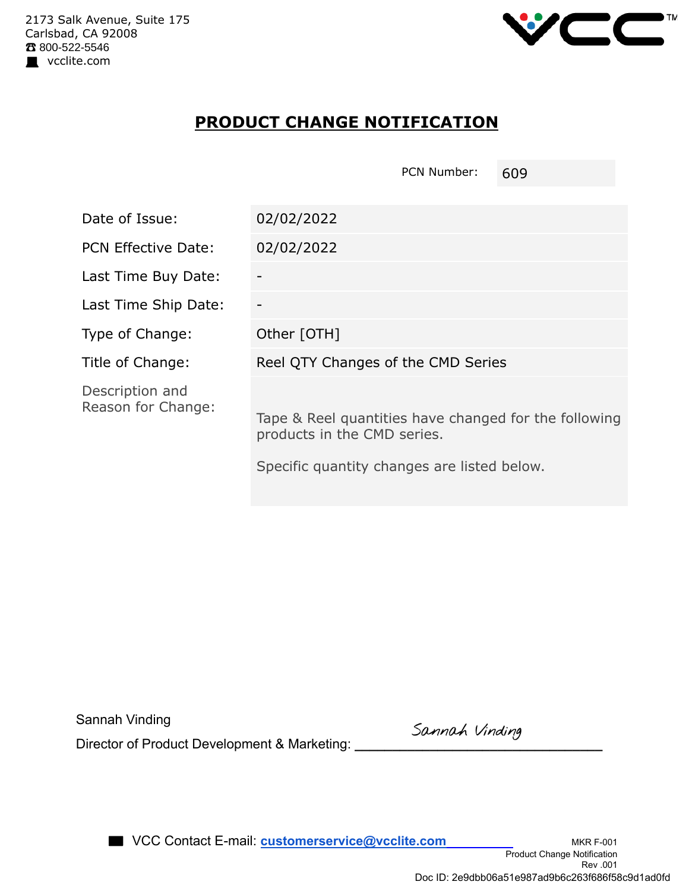2173 Salk Avenue, Suite 175
Carlsbad, CA 92008
☎ 800-522-5546
vcclite.com

# PRODUCT CHANGE NOTIFICATION

PCN Number: 609

| | |
|---|---|
| Date of Issue: | 02/02/2022 |
| PCN Effective Date: | 02/02/2022 |
| Last Time Buy Date: | - |
| Last Time Ship Date: | - |
| Type of Change: | Other [OTH] |
| Title of Change: | Reel QTY Changes of the CMD Series |
| Description and Reason for Change: | Tape & Reel quantities have changed for the following products in the CMD series. Specific quantity changes are listed below. |

Sannah Vinding
Director of Product Development & Marketing: *Sannah Vinding*

VCC Contact E-mail: **customerservice@vcclite.com**

MKR F-001
Product Change Notification
Rev .001
Doc ID: 2e9dbb06a51e987ad9b6c263f686f58c9d1ad0fd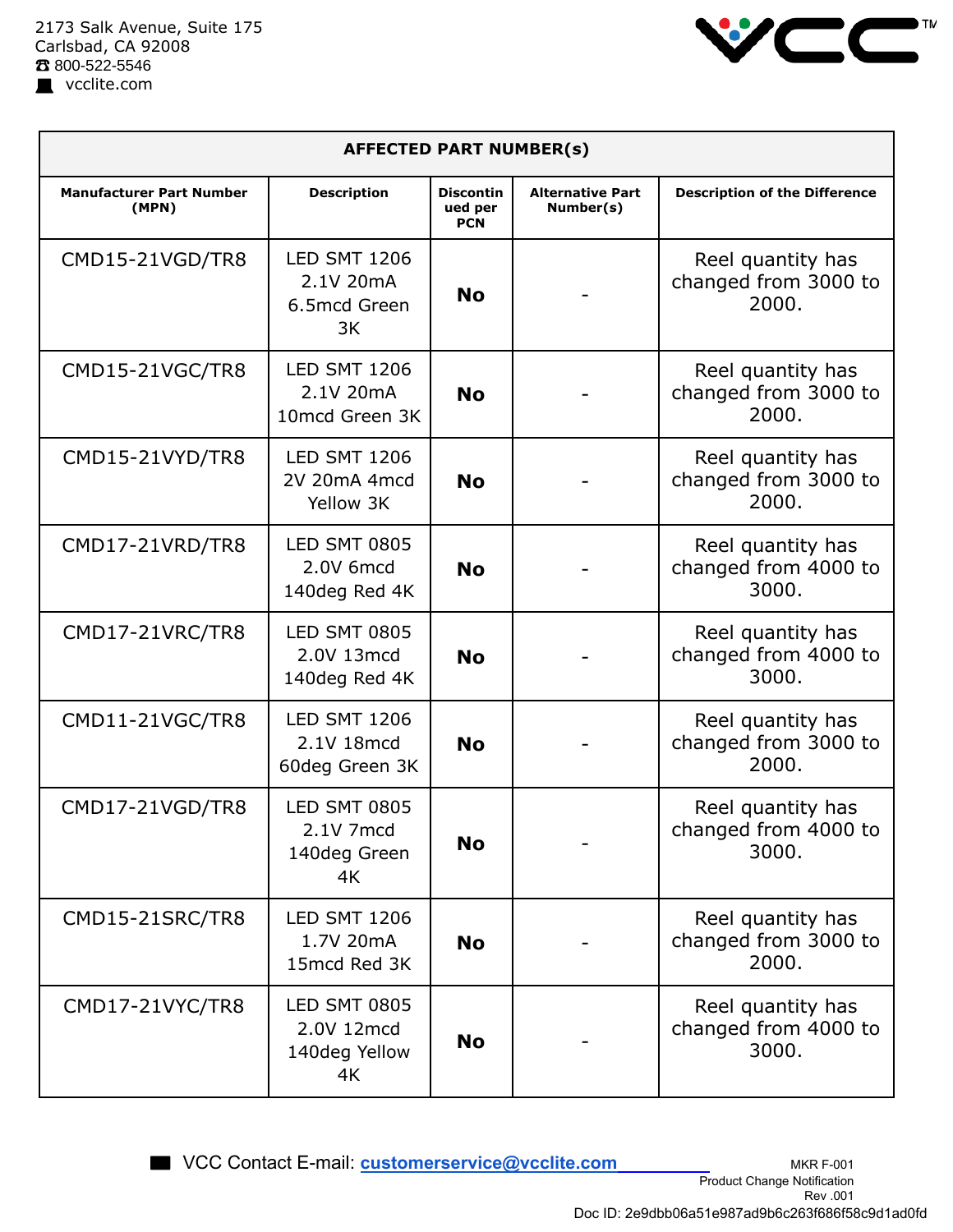2173 Salk Avenue, Suite 175
Carlsbad, CA 92008
☎ 800-522-5546
vcclite.com

| AFFECTED PART NUMBER(s) | | | | |
|---|---|---|---|---|
| **Manufacturer Part Number (MPN)** | **Description** | **Discontinued per PCN** | **Alternative Part Number(s)** | **Description of the Difference** |
| CMD15-21VGD/TR8 | LED SMT 1206 2.1V 20mA 6.5mcd Green 3K | **No** | - | Reel quantity has changed from 3000 to 2000. |
| CMD15-21VGC/TR8 | LED SMT 1206 2.1V 20mA 10mcd Green 3K | **No** | - | Reel quantity has changed from 3000 to 2000. |
| CMD15-21VYD/TR8 | LED SMT 1206 2V 20mA 4mcd Yellow 3K | **No** | - | Reel quantity has changed from 3000 to 2000. |
| CMD17-21VRD/TR8 | LED SMT 0805 2.0V 6mcd 140deg Red 4K | **No** | - | Reel quantity has changed from 4000 to 3000. |
| CMD17-21VRC/TR8 | LED SMT 0805 2.0V 13mcd 140deg Red 4K | **No** | - | Reel quantity has changed from 4000 to 3000. |
| CMD11-21VGC/TR8 | LED SMT 1206 2.1V 18mcd 60deg Green 3K | **No** | - | Reel quantity has changed from 3000 to 2000. |
| CMD17-21VGD/TR8 | LED SMT 0805 2.1V 7mcd 140deg Green 4K | **No** | - | Reel quantity has changed from 4000 to 3000. |
| CMD15-21SRC/TR8 | LED SMT 1206 1.7V 20mA 15mcd Red 3K | **No** | - | Reel quantity has changed from 3000 to 2000. |
| CMD17-21VYC/TR8 | LED SMT 0805 2.0V 12mcd 140deg Yellow 4K | **No** | - | Reel quantity has changed from 4000 to 3000. |

VCC Contact E-mail: **customerservice@vcclite.com**

MKR F-001
Product Change Notification
Rev .001

Doc ID: 2e9dbb06a51e987ad9b6c263f686f58c9d1ad0fd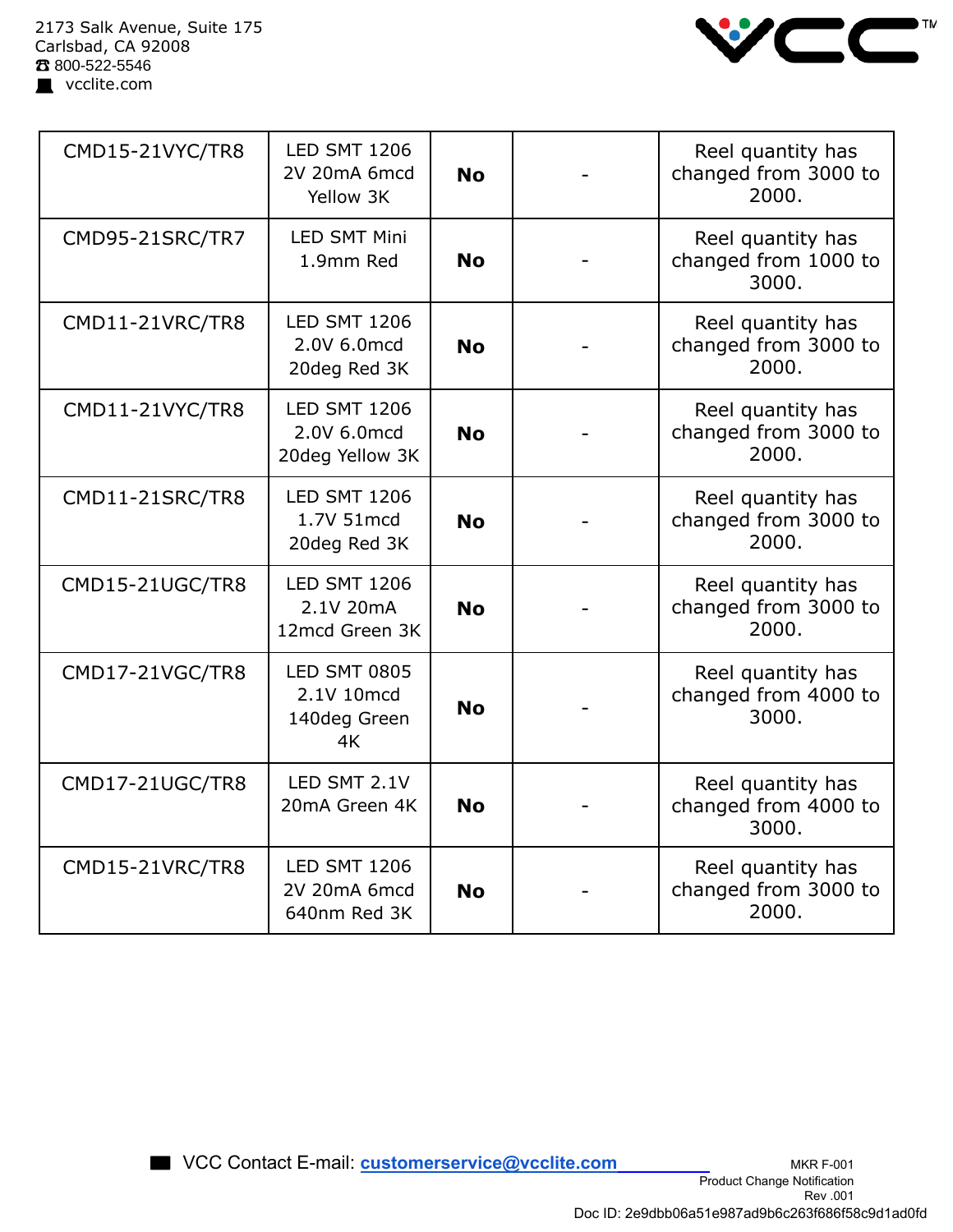2173 Salk Avenue, Suite 175
Carlsbad, CA 92008
☎ 800-522-5546
vcclite.com

| | | | | |
|---|---|---|---|---|
| CMD15-21VYC/TR8 | LED SMT 1206 2V 20mA 6mcd Yellow 3K | **No** | - | Reel quantity has changed from 3000 to 2000. |
| CMD95-21SRC/TR7 | LED SMT Mini 1.9mm Red | **No** | - | Reel quantity has changed from 1000 to 3000. |
| CMD11-21VRC/TR8 | LED SMT 1206 2.0V 6.0mcd 20deg Red 3K | **No** | - | Reel quantity has changed from 3000 to 2000. |
| CMD11-21VYC/TR8 | LED SMT 1206 2.0V 6.0mcd 20deg Yellow 3K | **No** | - | Reel quantity has changed from 3000 to 2000. |
| CMD11-21SRC/TR8 | LED SMT 1206 1.7V 51mcd 20deg Red 3K | **No** | - | Reel quantity has changed from 3000 to 2000. |
| CMD15-21UGC/TR8 | LED SMT 1206 2.1V 20mA 12mcd Green 3K | **No** | - | Reel quantity has changed from 3000 to 2000. |
| CMD17-21VGC/TR8 | LED SMT 0805 2.1V 10mcd 140deg Green 4K | **No** | - | Reel quantity has changed from 4000 to 3000. |
| CMD17-21UGC/TR8 | LED SMT 2.1V 20mA Green 4K | **No** | - | Reel quantity has changed from 4000 to 3000. |
| CMD15-21VRC/TR8 | LED SMT 1206 2V 20mA 6mcd 640nm Red 3K | **No** | - | Reel quantity has changed from 3000 to 2000. |

VCC Contact E-mail: customerservice@vcclite.com

MKR F-001
Product Change Notification
Rev .001

Doc ID: 2e9dbb06a51e987ad9b6c263f686f58c9d1ad0fd